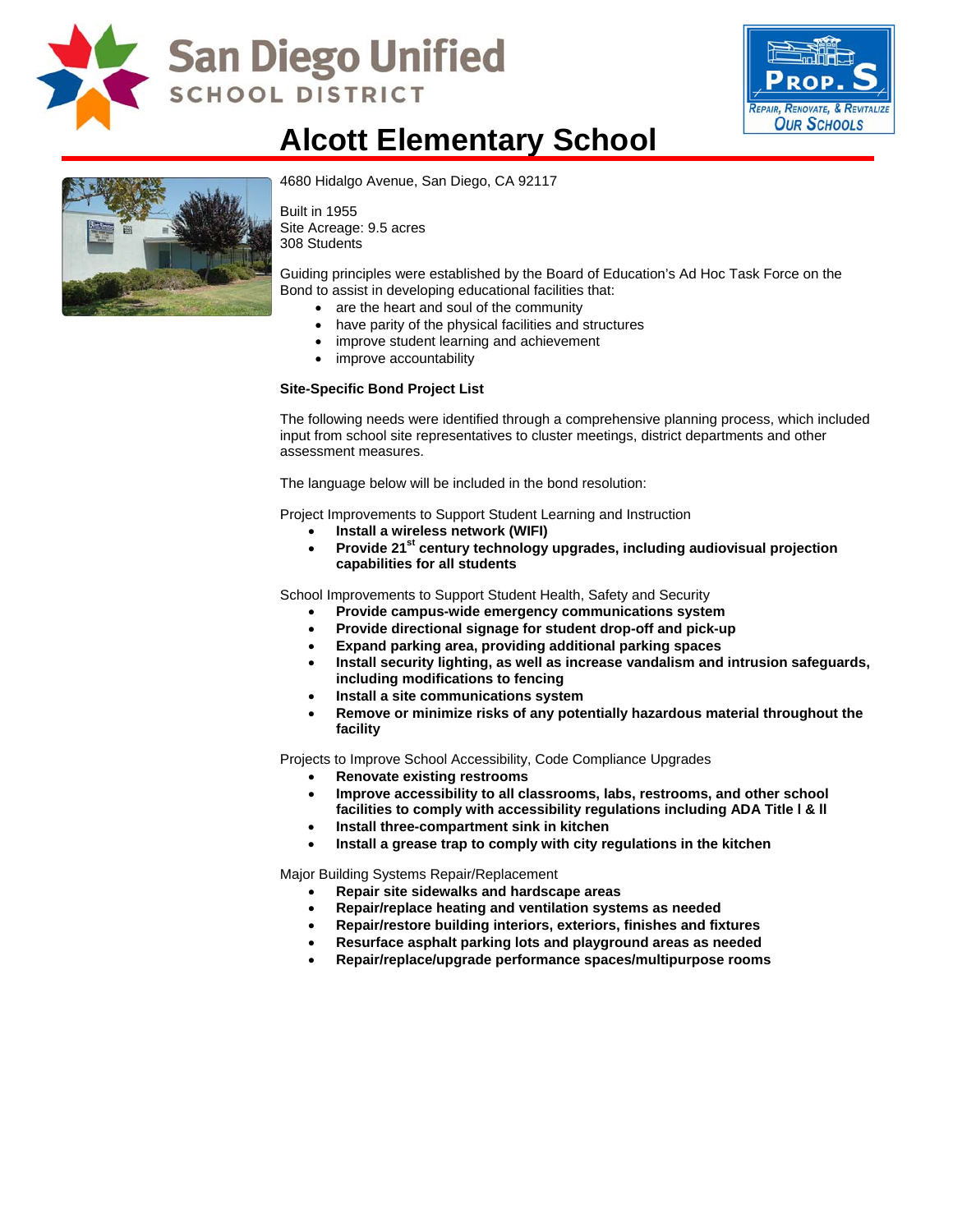# Alcott Elementary School

4680 Hidalgo Avenue, San Diego, CA 92117

Built in 1955
Site Acreage: 9.5 acres
308 Students

Guiding principles were established by the Board of Education's Ad Hoc Task Force on the Bond to assist in developing educational facilities that:

- are the heart and soul of the community
- have parity of the physical facilities and structures
- improve student learning and achievement
- improve accountability

**Site-Specific Bond Project List**

The following needs were identified through a comprehensive planning process, which included input from school site representatives to cluster meetings, district departments and other assessment measures.

The language below will be included in the bond resolution:

Project Improvements to Support Student Learning and Instruction

- **Install a wireless network (WIFI)**
- **Provide 21st century technology upgrades, including audiovisual projection capabilities for all students**

School Improvements to Support Student Health, Safety and Security

- **Provide campus-wide emergency communications system**
- **Provide directional signage for student drop-off and pick-up**
- **Expand parking area, providing additional parking spaces**
- **Install security lighting, as well as increase vandalism and intrusion safeguards, including modifications to fencing**
- **Install a site communications system**
- **Remove or minimize risks of any potentially hazardous material throughout the facility**

Projects to Improve School Accessibility, Code Compliance Upgrades

- **Renovate existing restrooms**
- **Improve accessibility to all classrooms, labs, restrooms, and other school facilities to comply with accessibility regulations including ADA Title I & II**
- **Install three-compartment sink in kitchen**
- **Install a grease trap to comply with city regulations in the kitchen**

Major Building Systems Repair/Replacement

- **Repair site sidewalks and hardscape areas**
- **Repair/replace heating and ventilation systems as needed**
- **Repair/restore building interiors, exteriors, finishes and fixtures**
- **Resurface asphalt parking lots and playground areas as needed**
- **Repair/replace/upgrade performance spaces/multipurpose rooms**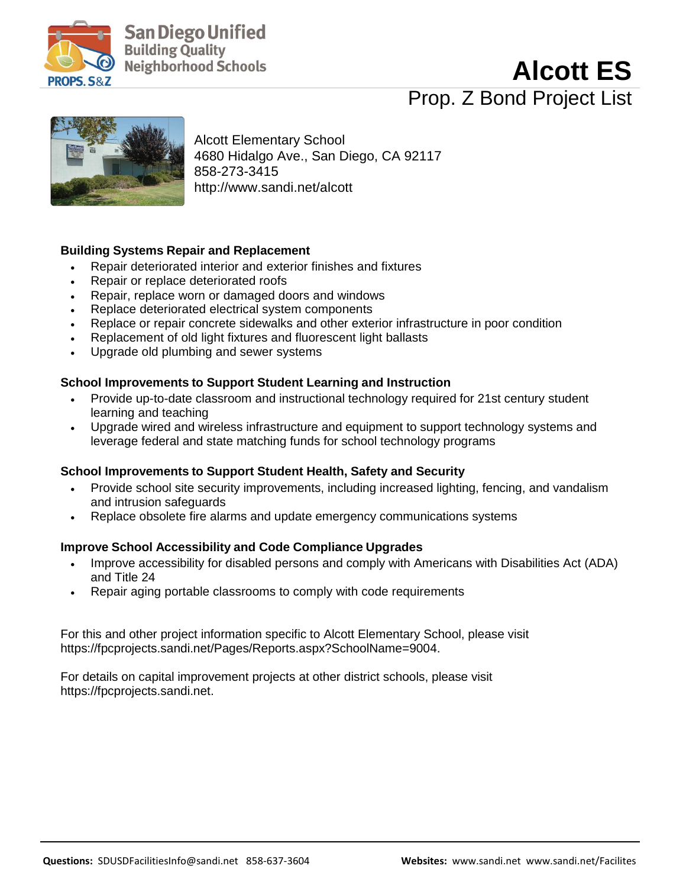San Diego Unified
Building Quality
Neighborhood Schools

PROPS. S&Z

# Alcott ES

## Prop. Z Bond Project List

Alcott Elementary School
4680 Hidalgo Ave., San Diego, CA 92117
858-273-3415
http://www.sandi.net/alcott

### Building Systems Repair and Replacement

- Repair deteriorated interior and exterior finishes and fixtures
- Repair or replace deteriorated roofs
- Repair, replace worn or damaged doors and windows
- Replace deteriorated electrical system components
- Replace or repair concrete sidewalks and other exterior infrastructure in poor condition
- Replacement of old light fixtures and fluorescent light ballasts
- Upgrade old plumbing and sewer systems

### School Improvements to Support Student Learning and Instruction

- Provide up-to-date classroom and instructional technology required for 21st century student learning and teaching
- Upgrade wired and wireless infrastructure and equipment to support technology systems and leverage federal and state matching funds for school technology programs

### School Improvements to Support Student Health, Safety and Security

- Provide school site security improvements, including increased lighting, fencing, and vandalism and intrusion safeguards
- Replace obsolete fire alarms and update emergency communications systems

### Improve School Accessibility and Code Compliance Upgrades

- Improve accessibility for disabled persons and comply with Americans with Disabilities Act (ADA) and Title 24
- Repair aging portable classrooms to comply with code requirements

For this and other project information specific to Alcott Elementary School, please visit https://fpcprojects.sandi.net/Pages/Reports.aspx?SchoolName=9004.

For details on capital improvement projects at other district schools, please visit https://fpcprojects.sandi.net.

**Questions:** SDUSDFacilitiesInfo@sandi.net 858-637-3604 **Websites:** www.sandi.net www.sandi.net/Facilites